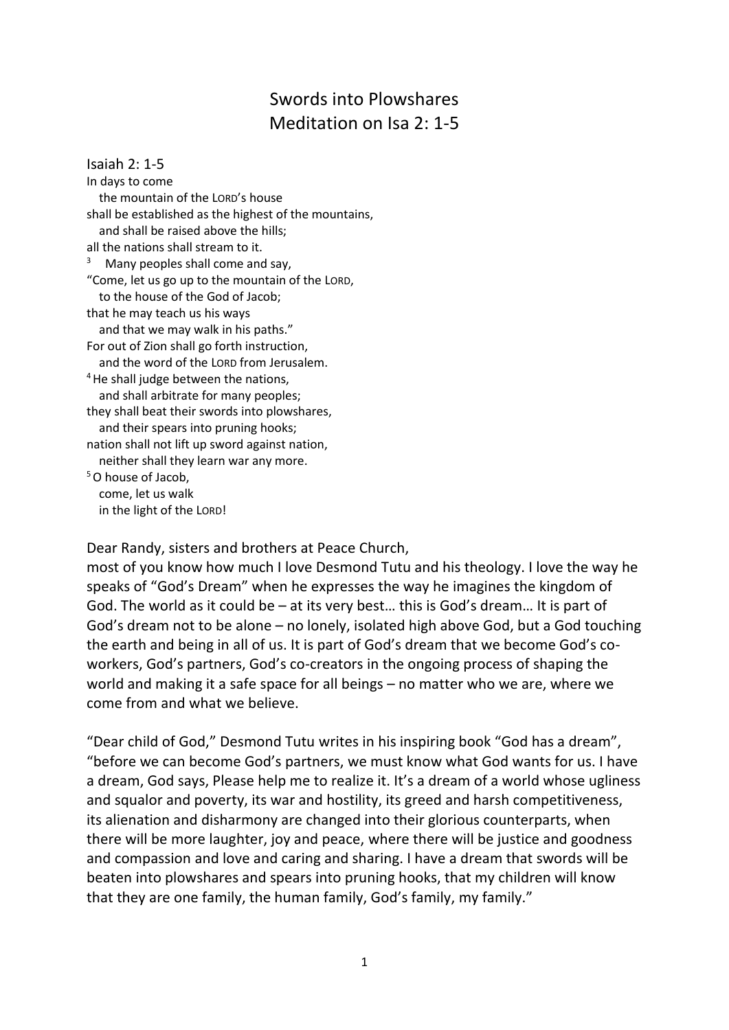# Swords into Plowshares
# Meditation on Isa 2: 1-5

Isaiah 2: 1-5

In days to come
   the mountain of the LORD's house
shall be established as the highest of the mountains,
   and shall be raised above the hills;
all the nations shall stream to it.
[3] Many peoples shall come and say,
"Come, let us go up to the mountain of the LORD,
   to the house of the God of Jacob;
that he may teach us his ways
   and that we may walk in his paths."
For out of Zion shall go forth instruction,
   and the word of the LORD from Jerusalem.
[4] He shall judge between the nations,
   and shall arbitrate for many peoples;
they shall beat their swords into plowshares,
   and their spears into pruning hooks;
nation shall not lift up sword against nation,
   neither shall they learn war any more.
[5] O house of Jacob,
   come, let us walk
   in the light of the LORD!

Dear Randy, sisters and brothers at Peace Church,
most of you know how much I love Desmond Tutu and his theology. I love the way he speaks of "God's Dream" when he expresses the way he imagines the kingdom of God. The world as it could be – at its very best… this is God's dream… It is part of God's dream not to be alone – no lonely, isolated high above God, but a God touching the earth and being in all of us. It is part of God's dream that we become God's co-workers, God's partners, God's co-creators in the ongoing process of shaping the world and making it a safe space for all beings – no matter who we are, where we come from and what we believe.

"Dear child of God," Desmond Tutu writes in his inspiring book "God has a dream", "before we can become God's partners, we must know what God wants for us. I have a dream, God says, Please help me to realize it. It's a dream of a world whose ugliness and squalor and poverty, its war and hostility, its greed and harsh competitiveness, its alienation and disharmony are changed into their glorious counterparts, when there will be more laughter, joy and peace, where there will be justice and goodness and compassion and love and caring and sharing. I have a dream that swords will be beaten into plowshares and spears into pruning hooks, that my children will know that they are one family, the human family, God's family, my family."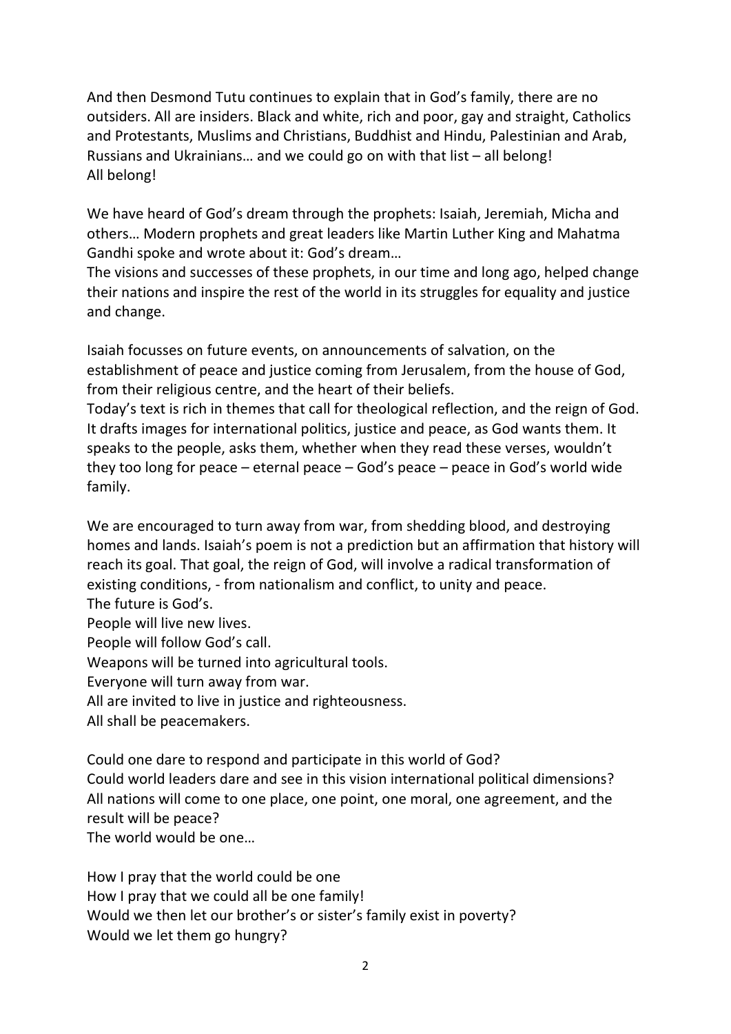And then Desmond Tutu continues to explain that in God's family, there are no outsiders. All are insiders. Black and white, rich and poor, gay and straight, Catholics and Protestants, Muslims and Christians, Buddhist and Hindu, Palestinian and Arab, Russians and Ukrainians… and we could go on with that list – all belong!
All belong!

We have heard of God's dream through the prophets: Isaiah, Jeremiah, Micha and others… Modern prophets and great leaders like Martin Luther King and Mahatma Gandhi spoke and wrote about it: God's dream…
The visions and successes of these prophets, in our time and long ago, helped change their nations and inspire the rest of the world in its struggles for equality and justice and change.

Isaiah focusses on future events, on announcements of salvation, on the establishment of peace and justice coming from Jerusalem, from the house of God, from their religious centre, and the heart of their beliefs.
Today's text is rich in themes that call for theological reflection, and the reign of God. It drafts images for international politics, justice and peace, as God wants them. It speaks to the people, asks them, whether when they read these verses, wouldn't they too long for peace – eternal peace – God's peace – peace in God's world wide family.

We are encouraged to turn away from war, from shedding blood, and destroying homes and lands. Isaiah's poem is not a prediction but an affirmation that history will reach its goal. That goal, the reign of God, will involve a radical transformation of existing conditions, - from nationalism and conflict, to unity and peace.
The future is God's.
People will live new lives.
People will follow God's call.
Weapons will be turned into agricultural tools.
Everyone will turn away from war.
All are invited to live in justice and righteousness.
All shall be peacemakers.

Could one dare to respond and participate in this world of God?
Could world leaders dare and see in this vision international political dimensions?
All nations will come to one place, one point, one moral, one agreement, and the result will be peace?
The world would be one…

How I pray that the world could be one
How I pray that we could all be one family!
Would we then let our brother's or sister's family exist in poverty?
Would we let them go hungry?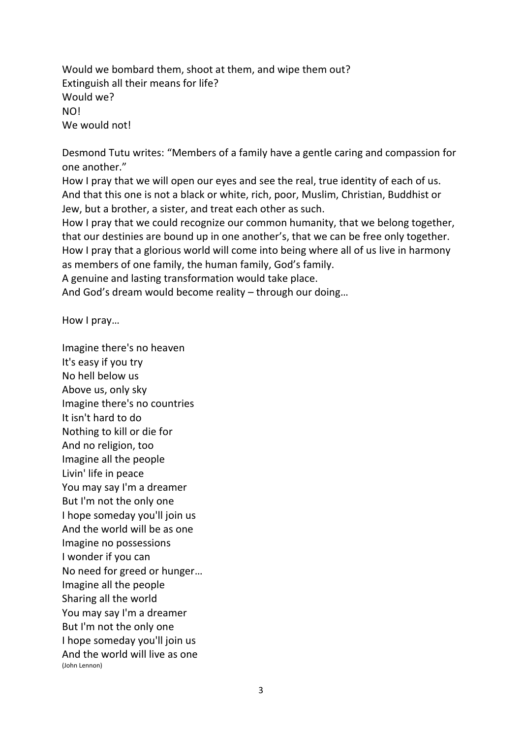Would we bombard them, shoot at them, and wipe them out?  
Extinguish all their means for life?  
Would we?  
NO!  
We would not!

Desmond Tutu writes: “Members of a family have a gentle caring and compassion for one another.”  
How I pray that we will open our eyes and see the real, true identity of each of us. And that this one is not a black or white, rich, poor, Muslim, Christian, Buddhist or Jew, but a brother, a sister, and treat each other as such.  
How I pray that we could recognize our common humanity, that we belong together, that our destinies are bound up in one another’s, that we can be free only together.  
How I pray that a glorious world will come into being where all of us live in harmony as members of one family, the human family, God’s family.  
A genuine and lasting transformation would take place.  
And God’s dream would become reality – through our doing…

How I pray…

Imagine there's no heaven  
It's easy if you try  
No hell below us  
Above us, only sky  
Imagine there's no countries  
It isn't hard to do  
Nothing to kill or die for  
And no religion, too  
Imagine all the people  
Livin' life in peace  
You may say I'm a dreamer  
But I'm not the only one  
I hope someday you'll join us  
And the world will be as one  
Imagine no possessions  
I wonder if you can  
No need for greed or hunger…  
Imagine all the people  
Sharing all the world  
You may say I'm a dreamer  
But I'm not the only one  
I hope someday you'll join us  
And the world will live as one  
(John Lennon)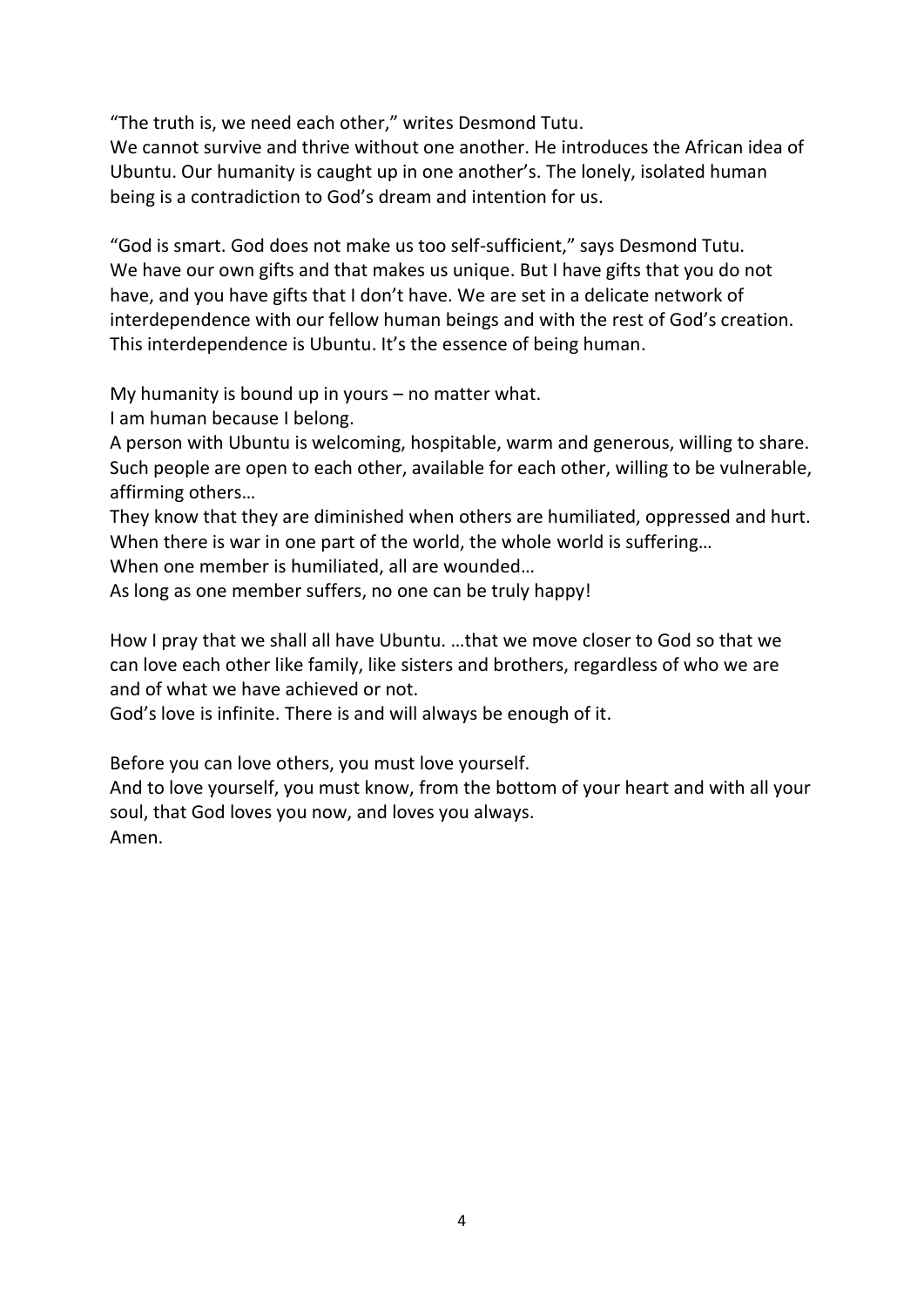"The truth is, we need each other," writes Desmond Tutu.
We cannot survive and thrive without one another. He introduces the African idea of Ubuntu. Our humanity is caught up in one another's. The lonely, isolated human being is a contradiction to God's dream and intention for us.

"God is smart. God does not make us too self-sufficient," says Desmond Tutu.
We have our own gifts and that makes us unique. But I have gifts that you do not have, and you have gifts that I don't have. We are set in a delicate network of interdependence with our fellow human beings and with the rest of God's creation. This interdependence is Ubuntu. It's the essence of being human.

My humanity is bound up in yours – no matter what.
I am human because I belong.
A person with Ubuntu is welcoming, hospitable, warm and generous, willing to share. Such people are open to each other, available for each other, willing to be vulnerable, affirming others…
They know that they are diminished when others are humiliated, oppressed and hurt.
When there is war in one part of the world, the whole world is suffering…
When one member is humiliated, all are wounded…
As long as one member suffers, no one can be truly happy!

How I pray that we shall all have Ubuntu. …that we move closer to God so that we can love each other like family, like sisters and brothers, regardless of who we are and of what we have achieved or not.
God's love is infinite. There is and will always be enough of it.

Before you can love others, you must love yourself.
And to love yourself, you must know, from the bottom of your heart and with all your soul, that God loves you now, and loves you always.
Amen.